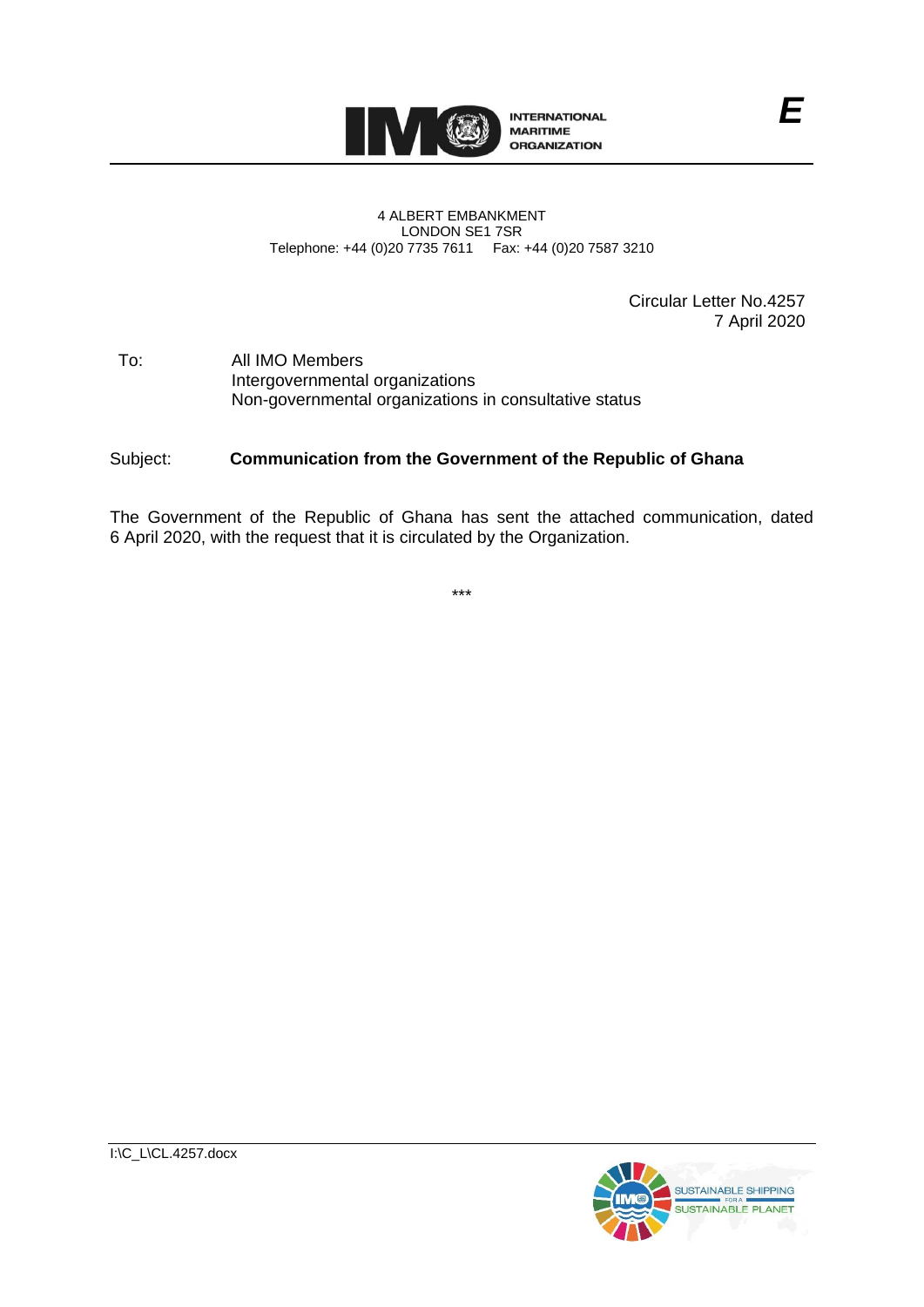INTERNATIONAL MARITIME ORGANIZATION

*E*

4 ALBERT EMBANKMENT
LONDON SE1 7SR
Telephone: +44 (0)20 7735 7611 Fax: +44 (0)20 7587 3210

Circular Letter No.4257
7 April 2020

To: All IMO Members
Intergovernmental organizations
Non-governmental organizations in consultative status

Subject: **Communication from the Government of the Republic of Ghana**

The Government of the Republic of Ghana has sent the attached communication, dated 6 April 2020, with the request that it is circulated by the Organization.

***

I:\C_L\CL.4257.docx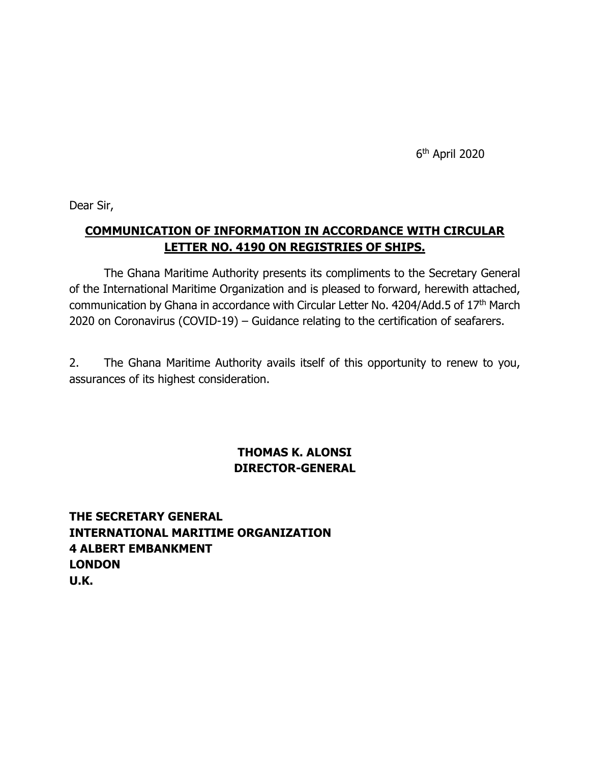6th April 2020

Dear Sir,

**COMMUNICATION OF INFORMATION IN ACCORDANCE WITH CIRCULAR LETTER NO. 4190 ON REGISTRIES OF SHIPS.**

The Ghana Maritime Authority presents its compliments to the Secretary General of the International Maritime Organization and is pleased to forward, herewith attached, communication by Ghana in accordance with Circular Letter No. 4204/Add.5 of 17th March 2020 on Coronavirus (COVID-19) – Guidance relating to the certification of seafarers.

2. The Ghana Maritime Authority avails itself of this opportunity to renew to you, assurances of its highest consideration.

**THOMAS K. ALONSI**
**DIRECTOR-GENERAL**

**THE SECRETARY GENERAL**
**INTERNATIONAL MARITIME ORGANIZATION**
**4 ALBERT EMBANKMENT**
**LONDON**
**U.K.**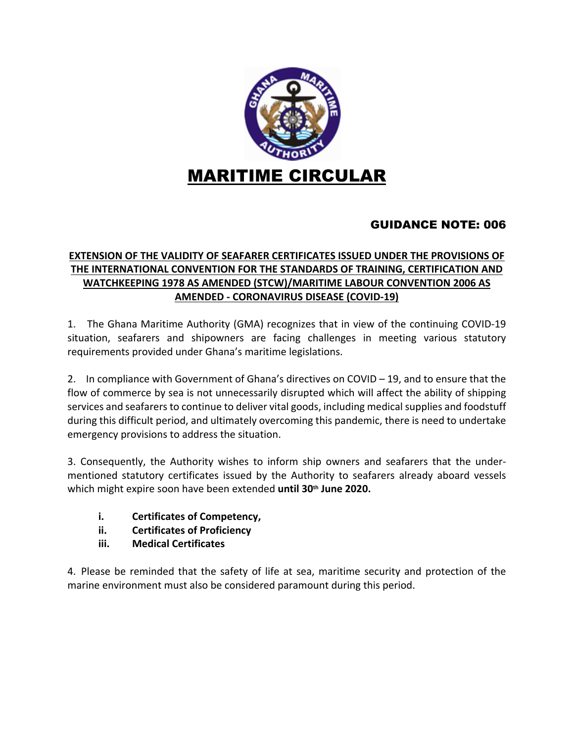# MARITIME CIRCULAR

## GUIDANCE NOTE: 006

**EXTENSION OF THE VALIDITY OF SEAFARER CERTIFICATES ISSUED UNDER THE PROVISIONS OF THE INTERNATIONAL CONVENTION FOR THE STANDARDS OF TRAINING, CERTIFICATION AND WATCHKEEPING 1978 AS AMENDED (STCW)/MARITIME LABOUR CONVENTION 2006 AS AMENDED - CORONAVIRUS DISEASE (COVID-19)**

1. The Ghana Maritime Authority (GMA) recognizes that in view of the continuing COVID-19 situation, seafarers and shipowners are facing challenges in meeting various statutory requirements provided under Ghana's maritime legislations.

2. In compliance with Government of Ghana's directives on COVID – 19, and to ensure that the flow of commerce by sea is not unnecessarily disrupted which will affect the ability of shipping services and seafarers to continue to deliver vital goods, including medical supplies and foodstuff during this difficult period, and ultimately overcoming this pandemic, there is need to undertake emergency provisions to address the situation.

3. Consequently, the Authority wishes to inform ship owners and seafarers that the under-mentioned statutory certificates issued by the Authority to seafarers already aboard vessels which might expire soon have been extended **until 30th June 2020.**

- **i. Certificates of Competency,**
- **ii. Certificates of Proficiency**
- **iii. Medical Certificates**

4. Please be reminded that the safety of life at sea, maritime security and protection of the marine environment must also be considered paramount during this period.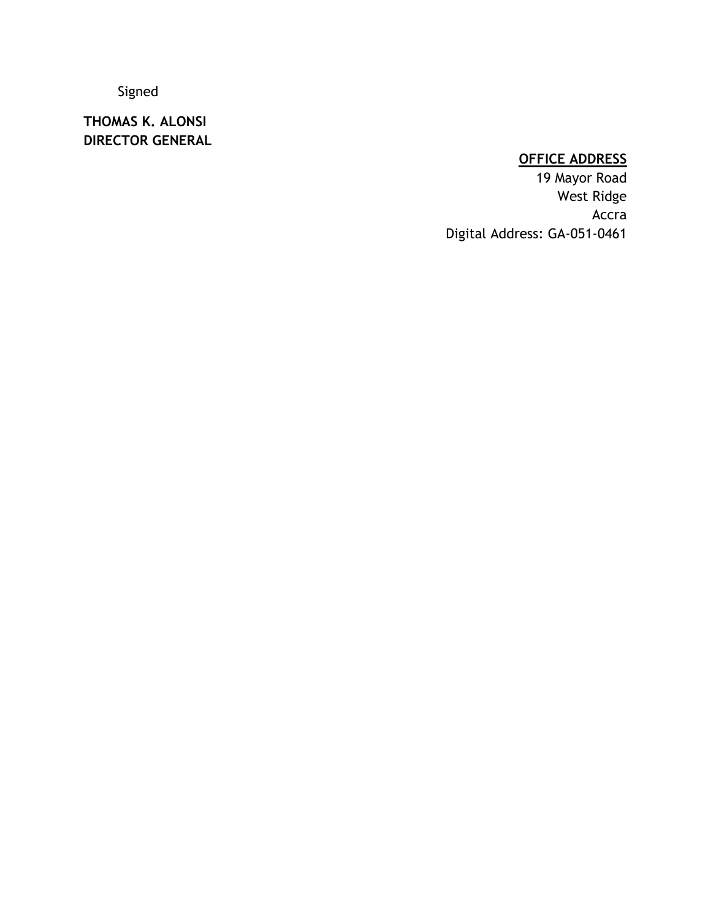Signed

**THOMAS K. ALONSI**
**DIRECTOR GENERAL**

**OFFICE ADDRESS**

19 Mayor Road
West Ridge
Accra
Digital Address: GA-051-0461